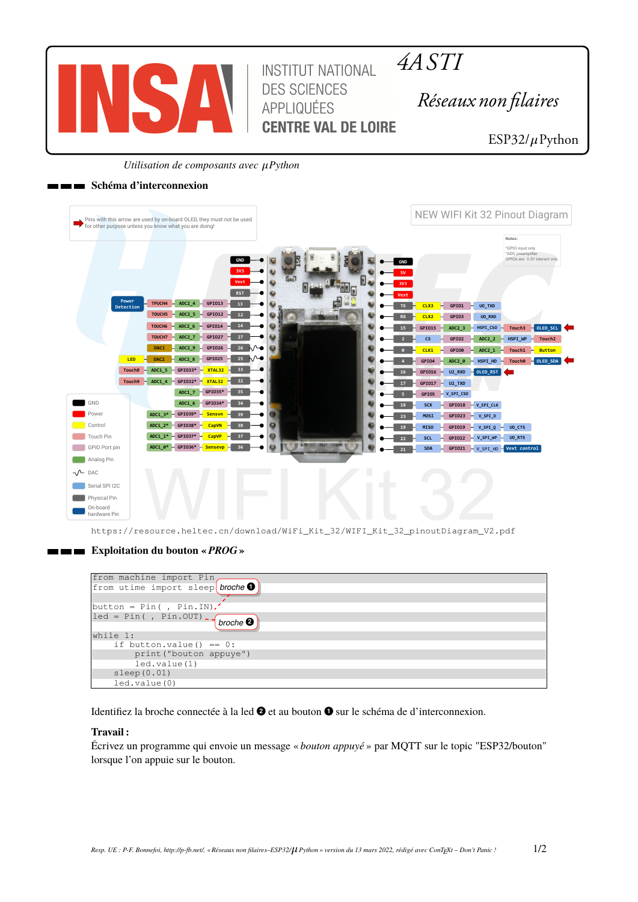INSA — INSTITUT NATIONAL DES SCIENCES APPLIQUÉES CENTRE VAL DE LOIRE

*4A STI*

*Réseaux non filaires*

ESP32/$\mu$Python

*Utilisation de composants avec $\mu$Python*

## Schéma d'interconnexion

https://resource.heltec.cn/download/WiFi_Kit_32/WIFI_Kit_32_pinoutDiagram_V2.pdf

## Exploitation du bouton « *PROG* »

```
from machine import Pin
from utime import sleep   broche ❶

button = Pin( , Pin.IN)
led = Pin( , Pin.OUT)     broche ❷

while 1:
    if button.value() == 0:
        print("bouton appuye")
        led.value(1)
    sleep(0.01)
    led.value(0)
```

Identifiez la broche connectée à la led ❷ et au bouton ❶ sur le schéma de d'interconnexion.

**Travail :**
Écrivez un programme qui envoie un message « *bouton appuyé* » par MQTT sur le topic "ESP32/bouton" lorsque l'on appuie sur le bouton.

*Resp. UE : P.-F. Bonnefoi, http://p-fb.net/, « Réseaux non filaires–ESP32/$\mu$ Python » version du 13 mars 2022, rédigé avec ConTEXt – Don't Panic !*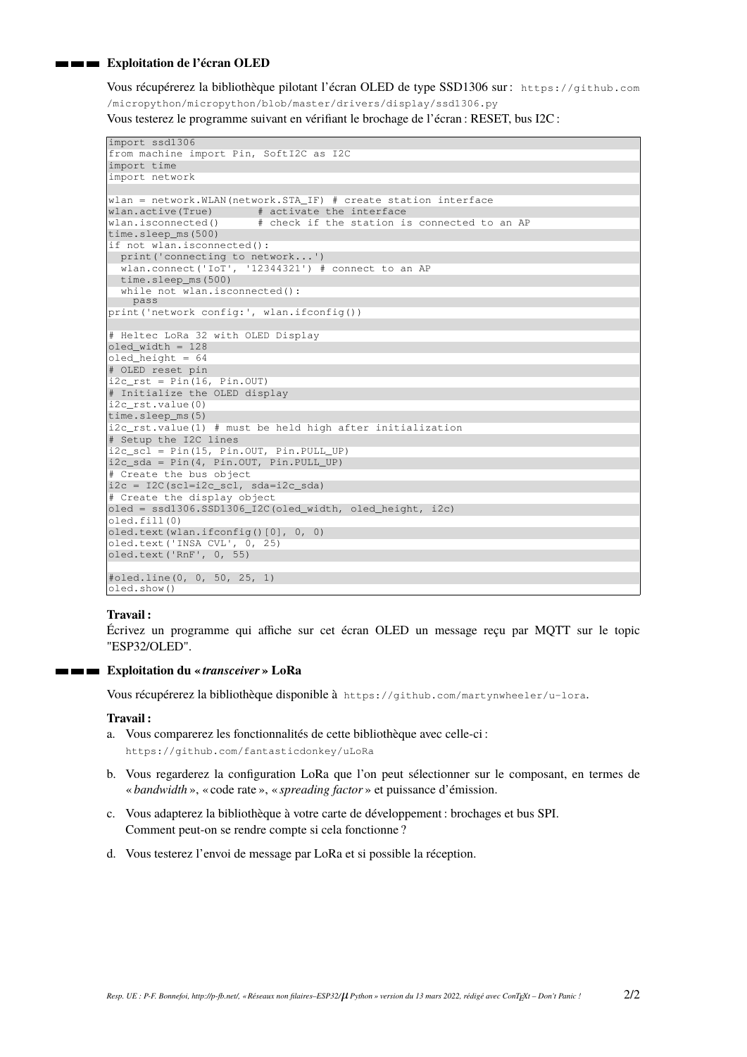### Exploitation de l'écran OLED

Vous récupérerez la bibliothèque pilotant l'écran OLED de type SSD1306 sur : `https://github.com/micropython/micropython/blob/master/drivers/display/ssd1306.py`

Vous testerez le programme suivant en vérifiant le brochage de l'écran : RESET, bus I2C :

```
import ssd1306
from machine import Pin, SoftI2C as I2C
import time
import network

wlan = network.WLAN(network.STA_IF) # create station interface
wlan.active(True)       # activate the interface
wlan.isconnected()      # check if the station is connected to an AP
time.sleep_ms(500)
if not wlan.isconnected():
  print('connecting to network...')
  wlan.connect('IoT', '12344321') # connect to an AP
  time.sleep_ms(500)
  while not wlan.isconnected():
    pass
print('network config:', wlan.ifconfig())

# Heltec LoRa 32 with OLED Display
oled_width = 128
oled_height = 64
# OLED reset pin
i2c_rst = Pin(16, Pin.OUT)
# Initialize the OLED display
i2c_rst.value(0)
time.sleep_ms(5)
i2c_rst.value(1) # must be held high after initialization
# Setup the I2C lines
i2c_scl = Pin(15, Pin.OUT, Pin.PULL_UP)
i2c_sda = Pin(4, Pin.OUT, Pin.PULL_UP)
# Create the bus object
i2c = I2C(scl=i2c_scl, sda=i2c_sda)
# Create the display object
oled = ssd1306.SSD1306_I2C(oled_width, oled_height, i2c)
oled.fill(0)
oled.text(wlan.ifconfig()[0], 0, 0)
oled.text('INSA CVL', 0, 25)
oled.text('RnF', 0, 55)

#oled.line(0, 0, 50, 25, 1)
oled.show()
```

**Travail :**

Écrivez un programme qui affiche sur cet écran OLED un message reçu par MQTT sur le topic "ESP32/OLED".

### Exploitation du « *transceiver* » LoRa

Vous récupérerez la bibliothèque disponible à `https://github.com/martynwheeler/u-lora`.

**Travail :**

a. Vous comparerez les fonctionnalités de cette bibliothèque avec celle-ci :
   `https://github.com/fantasticdonkey/uLoRa`

b. Vous regarderez la configuration LoRa que l'on peut sélectionner sur le composant, en termes de « *bandwidth* », « code rate », « *spreading factor* » et puissance d'émission.

c. Vous adapterez la bibliothèque à votre carte de développement : brochages et bus SPI.
   Comment peut-on se rendre compte si cela fonctionne ?

d. Vous testerez l'envoi de message par LoRa et si possible la réception.